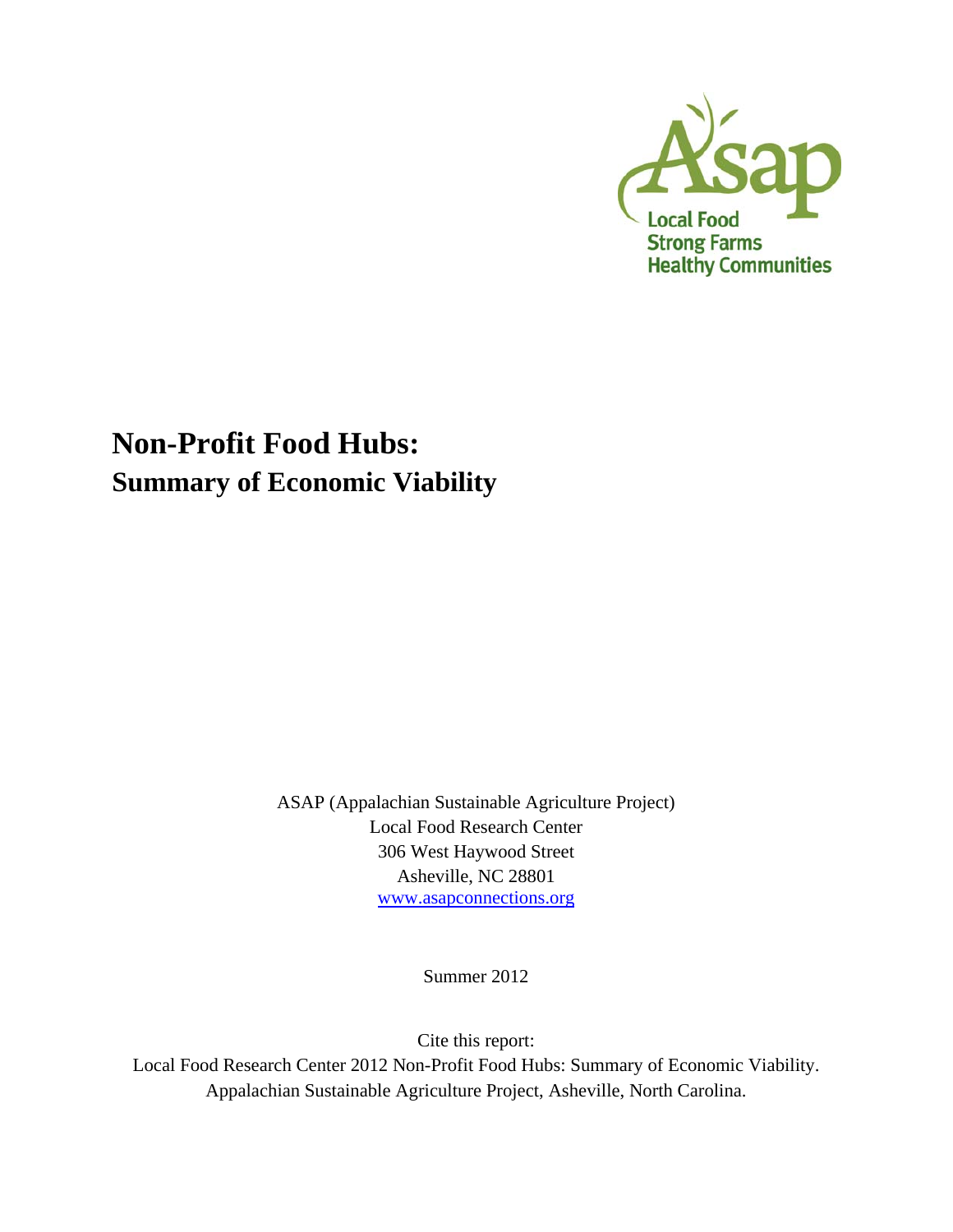Asap
Local Food
Strong Farms
Healthy Communities

# Non-Profit Food Hubs:
## Summary of Economic Viability

ASAP (Appalachian Sustainable Agriculture Project)
Local Food Research Center
306 West Haywood Street
Asheville, NC 28801
www.asapconnections.org

Summer 2012

Cite this report:
Local Food Research Center 2012 Non-Profit Food Hubs: Summary of Economic Viability. Appalachian Sustainable Agriculture Project, Asheville, North Carolina.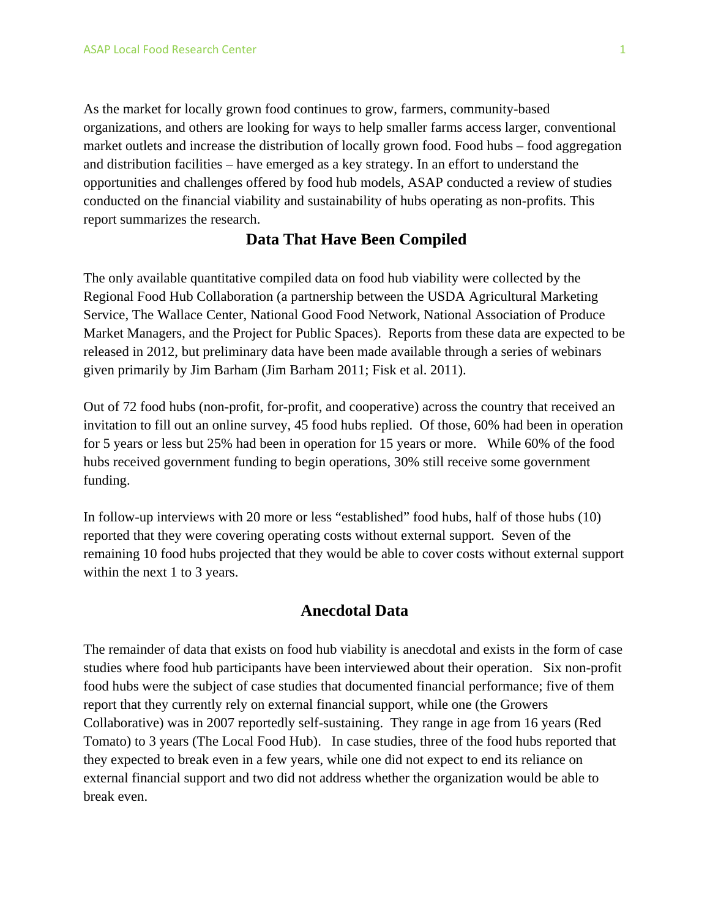As the market for locally grown food continues to grow, farmers, community-based organizations, and others are looking for ways to help smaller farms access larger, conventional market outlets and increase the distribution of locally grown food. Food hubs – food aggregation and distribution facilities – have emerged as a key strategy. In an effort to understand the opportunities and challenges offered by food hub models, ASAP conducted a review of studies conducted on the financial viability and sustainability of hubs operating as non-profits. This report summarizes the research.

## Data That Have Been Compiled

The only available quantitative compiled data on food hub viability were collected by the Regional Food Hub Collaboration (a partnership between the USDA Agricultural Marketing Service, The Wallace Center, National Good Food Network, National Association of Produce Market Managers, and the Project for Public Spaces). Reports from these data are expected to be released in 2012, but preliminary data have been made available through a series of webinars given primarily by Jim Barham (Jim Barham 2011; Fisk et al. 2011).

Out of 72 food hubs (non-profit, for-profit, and cooperative) across the country that received an invitation to fill out an online survey, 45 food hubs replied. Of those, 60% had been in operation for 5 years or less but 25% had been in operation for 15 years or more. While 60% of the food hubs received government funding to begin operations, 30% still receive some government funding.

In follow-up interviews with 20 more or less "established" food hubs, half of those hubs (10) reported that they were covering operating costs without external support. Seven of the remaining 10 food hubs projected that they would be able to cover costs without external support within the next 1 to 3 years.

## Anecdotal Data

The remainder of data that exists on food hub viability is anecdotal and exists in the form of case studies where food hub participants have been interviewed about their operation. Six non-profit food hubs were the subject of case studies that documented financial performance; five of them report that they currently rely on external financial support, while one (the Growers Collaborative) was in 2007 reportedly self-sustaining. They range in age from 16 years (Red Tomato) to 3 years (The Local Food Hub). In case studies, three of the food hubs reported that they expected to break even in a few years, while one did not expect to end its reliance on external financial support and two did not address whether the organization would be able to break even.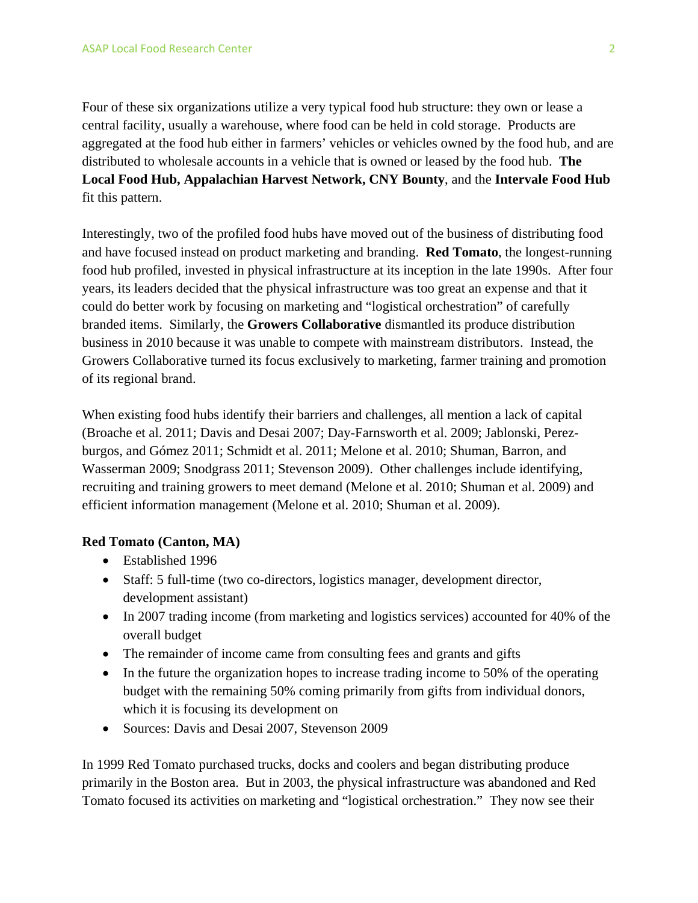Four of these six organizations utilize a very typical food hub structure: they own or lease a central facility, usually a warehouse, where food can be held in cold storage. Products are aggregated at the food hub either in farmers' vehicles or vehicles owned by the food hub, and are distributed to wholesale accounts in a vehicle that is owned or leased by the food hub. **The Local Food Hub, Appalachian Harvest Network, CNY Bounty**, and the **Intervale Food Hub** fit this pattern.

Interestingly, two of the profiled food hubs have moved out of the business of distributing food and have focused instead on product marketing and branding. **Red Tomato**, the longest-running food hub profiled, invested in physical infrastructure at its inception in the late 1990s. After four years, its leaders decided that the physical infrastructure was too great an expense and that it could do better work by focusing on marketing and "logistical orchestration" of carefully branded items. Similarly, the **Growers Collaborative** dismantled its produce distribution business in 2010 because it was unable to compete with mainstream distributors. Instead, the Growers Collaborative turned its focus exclusively to marketing, farmer training and promotion of its regional brand.

When existing food hubs identify their barriers and challenges, all mention a lack of capital (Broache et al. 2011; Davis and Desai 2007; Day-Farnsworth et al. 2009; Jablonski, Perez-burgos, and Gómez 2011; Schmidt et al. 2011; Melone et al. 2010; Shuman, Barron, and Wasserman 2009; Snodgrass 2011; Stevenson 2009). Other challenges include identifying, recruiting and training growers to meet demand (Melone et al. 2010; Shuman et al. 2009) and efficient information management (Melone et al. 2010; Shuman et al. 2009).

**Red Tomato (Canton, MA)**

- Established 1996
- Staff: 5 full-time (two co-directors, logistics manager, development director, development assistant)
- In 2007 trading income (from marketing and logistics services) accounted for 40% of the overall budget
- The remainder of income came from consulting fees and grants and gifts
- In the future the organization hopes to increase trading income to 50% of the operating budget with the remaining 50% coming primarily from gifts from individual donors, which it is focusing its development on
- Sources: Davis and Desai 2007, Stevenson 2009

In 1999 Red Tomato purchased trucks, docks and coolers and began distributing produce primarily in the Boston area. But in 2003, the physical infrastructure was abandoned and Red Tomato focused its activities on marketing and "logistical orchestration." They now see their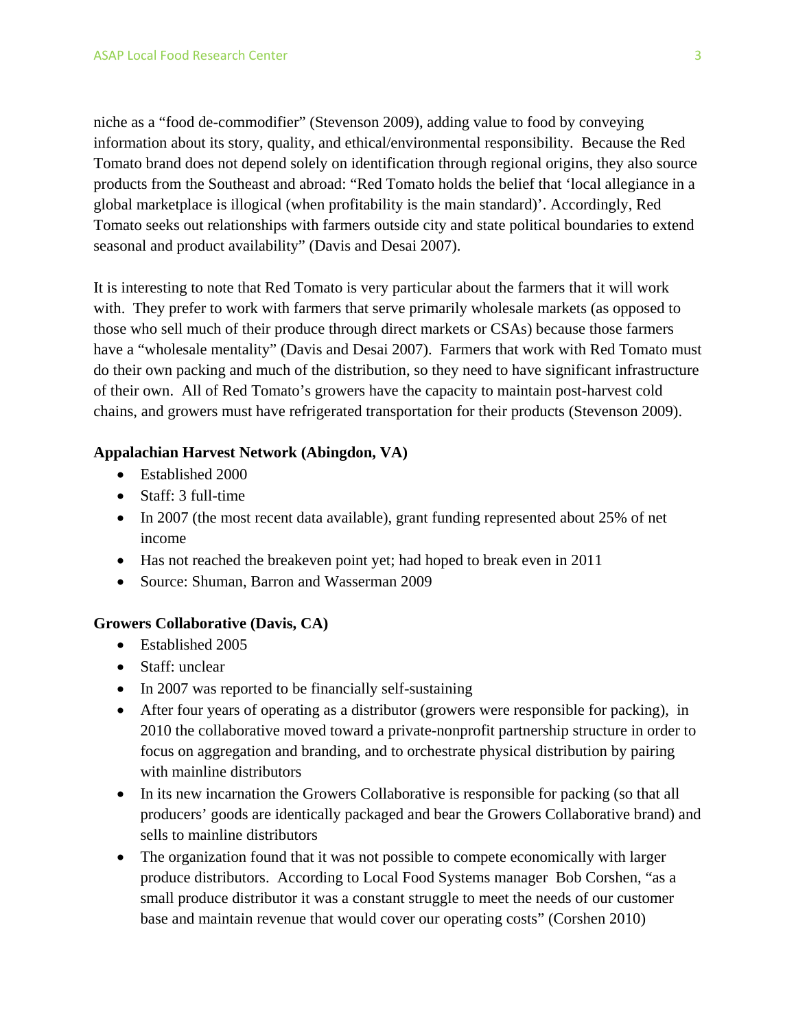niche as a "food de-commodifier" (Stevenson 2009), adding value to food by conveying information about its story, quality, and ethical/environmental responsibility. Because the Red Tomato brand does not depend solely on identification through regional origins, they also source products from the Southeast and abroad: "Red Tomato holds the belief that 'local allegiance in a global marketplace is illogical (when profitability is the main standard)'. Accordingly, Red Tomato seeks out relationships with farmers outside city and state political boundaries to extend seasonal and product availability" (Davis and Desai 2007).

It is interesting to note that Red Tomato is very particular about the farmers that it will work with. They prefer to work with farmers that serve primarily wholesale markets (as opposed to those who sell much of their produce through direct markets or CSAs) because those farmers have a "wholesale mentality" (Davis and Desai 2007). Farmers that work with Red Tomato must do their own packing and much of the distribution, so they need to have significant infrastructure of their own. All of Red Tomato's growers have the capacity to maintain post-harvest cold chains, and growers must have refrigerated transportation for their products (Stevenson 2009).

**Appalachian Harvest Network (Abingdon, VA)**

- Established 2000
- Staff: 3 full-time
- In 2007 (the most recent data available), grant funding represented about 25% of net income
- Has not reached the breakeven point yet; had hoped to break even in 2011
- Source: Shuman, Barron and Wasserman 2009

**Growers Collaborative (Davis, CA)**

- Established 2005
- Staff: unclear
- In 2007 was reported to be financially self-sustaining
- After four years of operating as a distributor (growers were responsible for packing), in 2010 the collaborative moved toward a private-nonprofit partnership structure in order to focus on aggregation and branding, and to orchestrate physical distribution by pairing with mainline distributors
- In its new incarnation the Growers Collaborative is responsible for packing (so that all producers' goods are identically packaged and bear the Growers Collaborative brand) and sells to mainline distributors
- The organization found that it was not possible to compete economically with larger produce distributors. According to Local Food Systems manager Bob Corshen, "as a small produce distributor it was a constant struggle to meet the needs of our customer base and maintain revenue that would cover our operating costs" (Corshen 2010)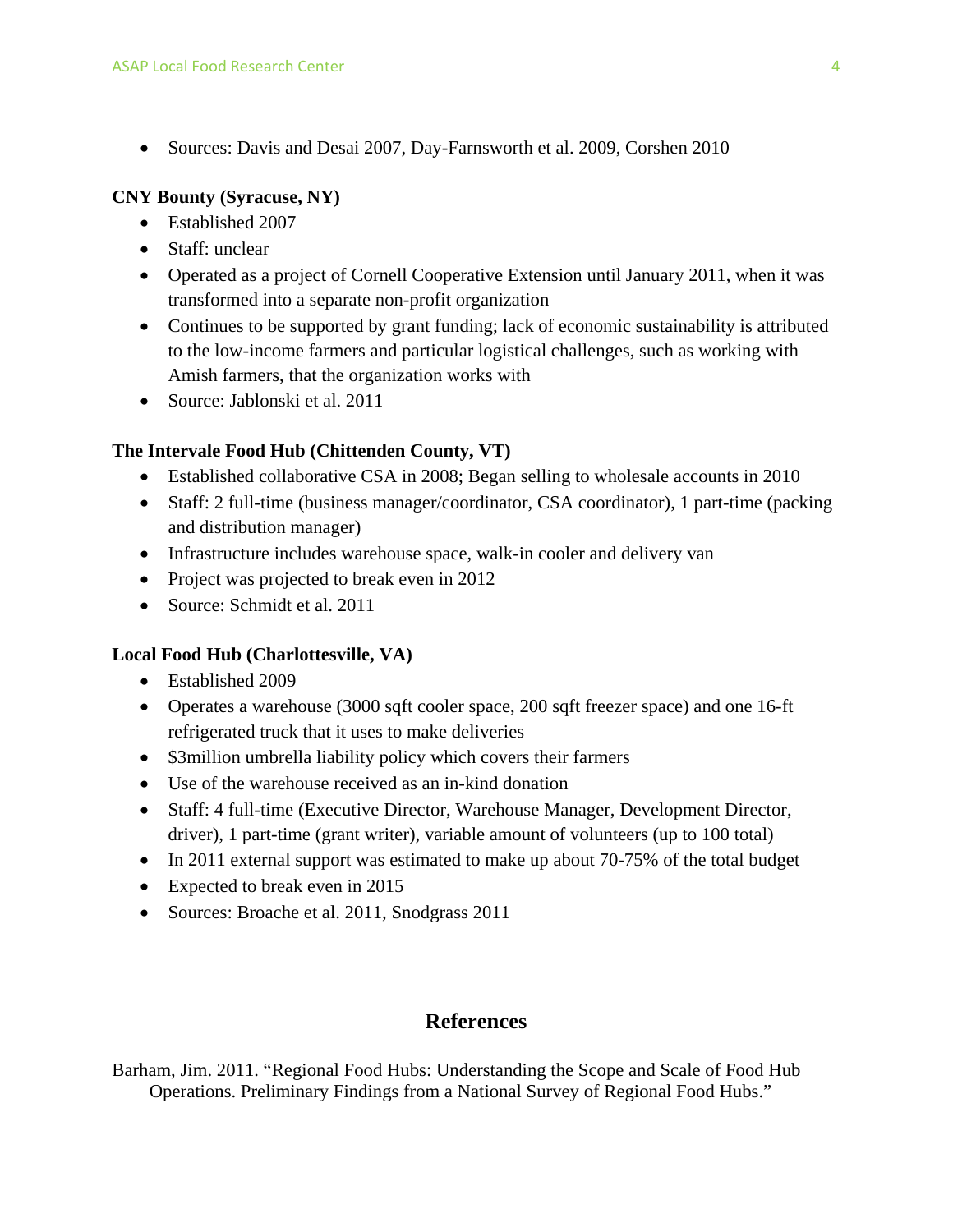- Sources: Davis and Desai 2007, Day-Farnsworth et al. 2009, Corshen 2010

**CNY Bounty (Syracuse, NY)**

- Established 2007
- Staff: unclear
- Operated as a project of Cornell Cooperative Extension until January 2011, when it was transformed into a separate non-profit organization
- Continues to be supported by grant funding; lack of economic sustainability is attributed to the low-income farmers and particular logistical challenges, such as working with Amish farmers, that the organization works with
- Source: Jablonski et al. 2011

**The Intervale Food Hub (Chittenden County, VT)**

- Established collaborative CSA in 2008; Began selling to wholesale accounts in 2010
- Staff: 2 full-time (business manager/coordinator, CSA coordinator), 1 part-time (packing and distribution manager)
- Infrastructure includes warehouse space, walk-in cooler and delivery van
- Project was projected to break even in 2012
- Source: Schmidt et al. 2011

**Local Food Hub (Charlottesville, VA)**

- Established 2009
- Operates a warehouse (3000 sqft cooler space, 200 sqft freezer space) and one 16-ft refrigerated truck that it uses to make deliveries
- $3million umbrella liability policy which covers their farmers
- Use of the warehouse received as an in-kind donation
- Staff: 4 full-time (Executive Director, Warehouse Manager, Development Director, driver), 1 part-time (grant writer), variable amount of volunteers (up to 100 total)
- In 2011 external support was estimated to make up about 70-75% of the total budget
- Expected to break even in 2015
- Sources: Broache et al. 2011, Snodgrass 2011

## References

Barham, Jim. 2011. "Regional Food Hubs: Understanding the Scope and Scale of Food Hub Operations. Preliminary Findings from a National Survey of Regional Food Hubs."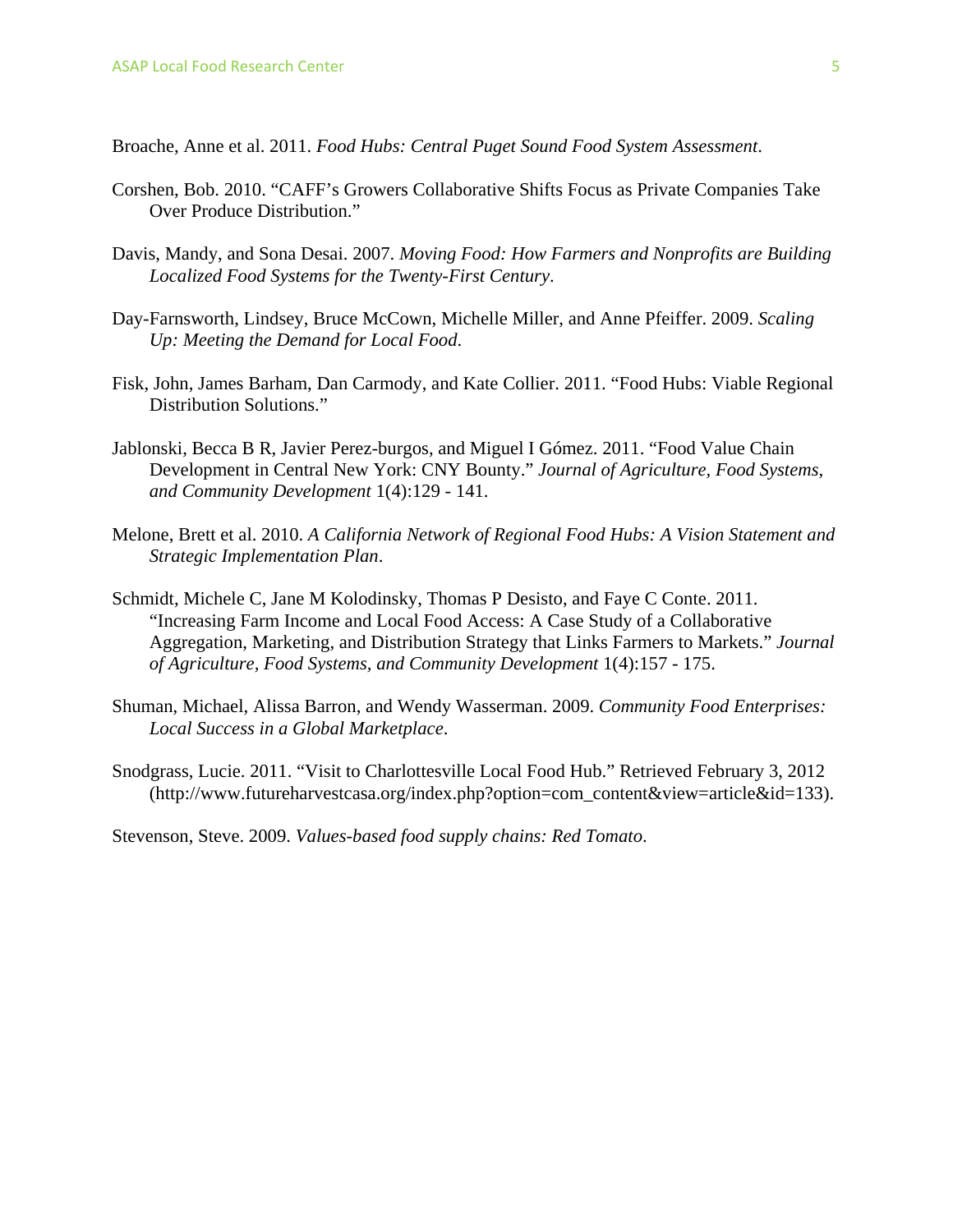Broache, Anne et al. 2011. *Food Hubs: Central Puget Sound Food System Assessment*.

Corshen, Bob. 2010. "CAFF's Growers Collaborative Shifts Focus as Private Companies Take Over Produce Distribution."

Davis, Mandy, and Sona Desai. 2007. *Moving Food: How Farmers and Nonprofits are Building Localized Food Systems for the Twenty-First Century*.

Day-Farnsworth, Lindsey, Bruce McCown, Michelle Miller, and Anne Pfeiffer. 2009. *Scaling Up: Meeting the Demand for Local Food*.

Fisk, John, James Barham, Dan Carmody, and Kate Collier. 2011. "Food Hubs: Viable Regional Distribution Solutions."

Jablonski, Becca B R, Javier Perez-burgos, and Miguel I Gómez. 2011. "Food Value Chain Development in Central New York: CNY Bounty." *Journal of Agriculture, Food Systems, and Community Development* 1(4):129 - 141.

Melone, Brett et al. 2010. *A California Network of Regional Food Hubs: A Vision Statement and Strategic Implementation Plan*.

Schmidt, Michele C, Jane M Kolodinsky, Thomas P Desisto, and Faye C Conte. 2011. "Increasing Farm Income and Local Food Access: A Case Study of a Collaborative Aggregation, Marketing, and Distribution Strategy that Links Farmers to Markets." *Journal of Agriculture, Food Systems, and Community Development* 1(4):157 - 175.

Shuman, Michael, Alissa Barron, and Wendy Wasserman. 2009. *Community Food Enterprises: Local Success in a Global Marketplace*.

Snodgrass, Lucie. 2011. "Visit to Charlottesville Local Food Hub." Retrieved February 3, 2012 (http://www.futureharvestcasa.org/index.php?option=com_content&view=article&id=133).

Stevenson, Steve. 2009. *Values-based food supply chains: Red Tomato*.